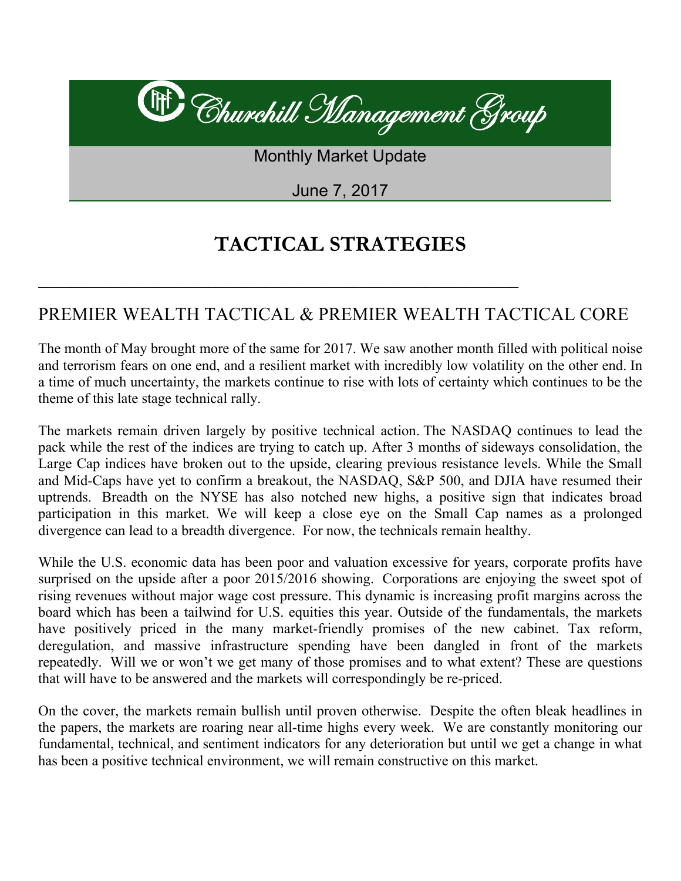# Churchill Management Group

Monthly Market Update

June 7, 2017

## TACTICAL STRATEGIES

---

## PREMIER WEALTH TACTICAL & PREMIER WEALTH TACTICAL CORE

The month of May brought more of the same for 2017. We saw another month filled with political noise and terrorism fears on one end, and a resilient market with incredibly low volatility on the other end. In a time of much uncertainty, the markets continue to rise with lots of certainty which continues to be the theme of this late stage technical rally.

The markets remain driven largely by positive technical action. The NASDAQ continues to lead the pack while the rest of the indices are trying to catch up. After 3 months of sideways consolidation, the Large Cap indices have broken out to the upside, clearing previous resistance levels. While the Small and Mid-Caps have yet to confirm a breakout, the NASDAQ, S&P 500, and DJIA have resumed their uptrends. Breadth on the NYSE has also notched new highs, a positive sign that indicates broad participation in this market. We will keep a close eye on the Small Cap names as a prolonged divergence can lead to a breadth divergence. For now, the technicals remain healthy.

While the U.S. economic data has been poor and valuation excessive for years, corporate profits have surprised on the upside after a poor 2015/2016 showing. Corporations are enjoying the sweet spot of rising revenues without major wage cost pressure. This dynamic is increasing profit margins across the board which has been a tailwind for U.S. equities this year. Outside of the fundamentals, the markets have positively priced in the many market-friendly promises of the new cabinet. Tax reform, deregulation, and massive infrastructure spending have been dangled in front of the markets repeatedly. Will we or won't we get many of those promises and to what extent? These are questions that will have to be answered and the markets will correspondingly be re-priced.

On the cover, the markets remain bullish until proven otherwise. Despite the often bleak headlines in the papers, the markets are roaring near all-time highs every week. We are constantly monitoring our fundamental, technical, and sentiment indicators for any deterioration but until we get a change in what has been a positive technical environment, we will remain constructive on this market.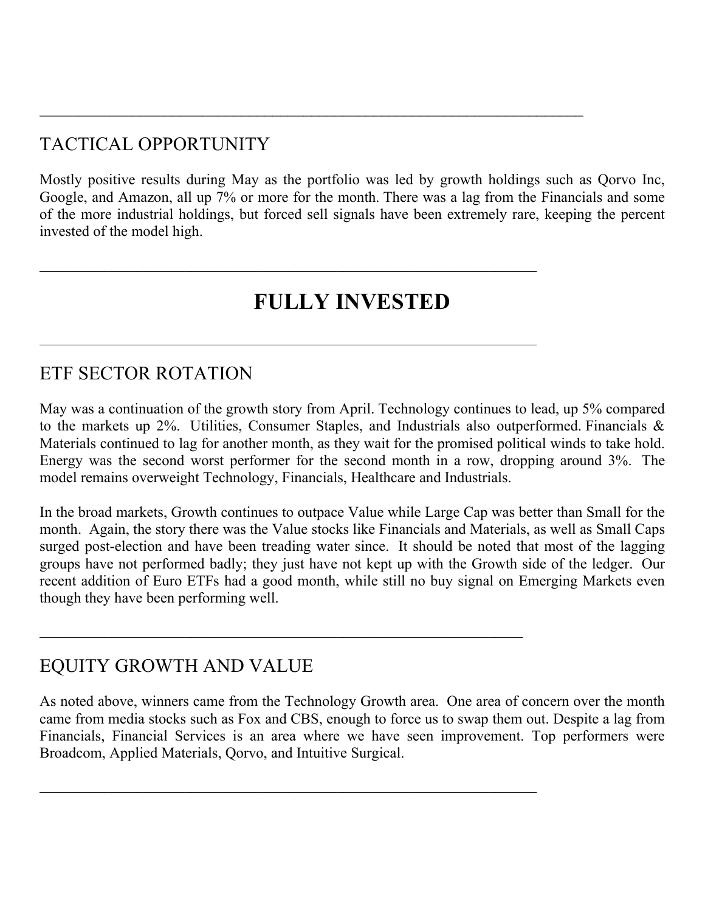## TACTICAL OPPORTUNITY

Mostly positive results during May as the portfolio was led by growth holdings such as Qorvo Inc, Google, and Amazon, all up 7% or more for the month. There was a lag from the Financials and some of the more industrial holdings, but forced sell signals have been extremely rare, keeping the percent invested of the model high.

---

# FULLY INVESTED

---

## ETF SECTOR ROTATION

May was a continuation of the growth story from April. Technology continues to lead, up 5% compared to the markets up 2%. Utilities, Consumer Staples, and Industrials also outperformed. Financials & Materials continued to lag for another month, as they wait for the promised political winds to take hold. Energy was the second worst performer for the second month in a row, dropping around 3%. The model remains overweight Technology, Financials, Healthcare and Industrials.

In the broad markets, Growth continues to outpace Value while Large Cap was better than Small for the month. Again, the story there was the Value stocks like Financials and Materials, as well as Small Caps surged post-election and have been treading water since. It should be noted that most of the lagging groups have not performed badly; they just have not kept up with the Growth side of the ledger. Our recent addition of Euro ETFs had a good month, while still no buy signal on Emerging Markets even though they have been performing well.

---

## EQUITY GROWTH AND VALUE

As noted above, winners came from the Technology Growth area. One area of concern over the month came from media stocks such as Fox and CBS, enough to force us to swap them out. Despite a lag from Financials, Financial Services is an area where we have seen improvement. Top performers were Broadcom, Applied Materials, Qorvo, and Intuitive Surgical.

---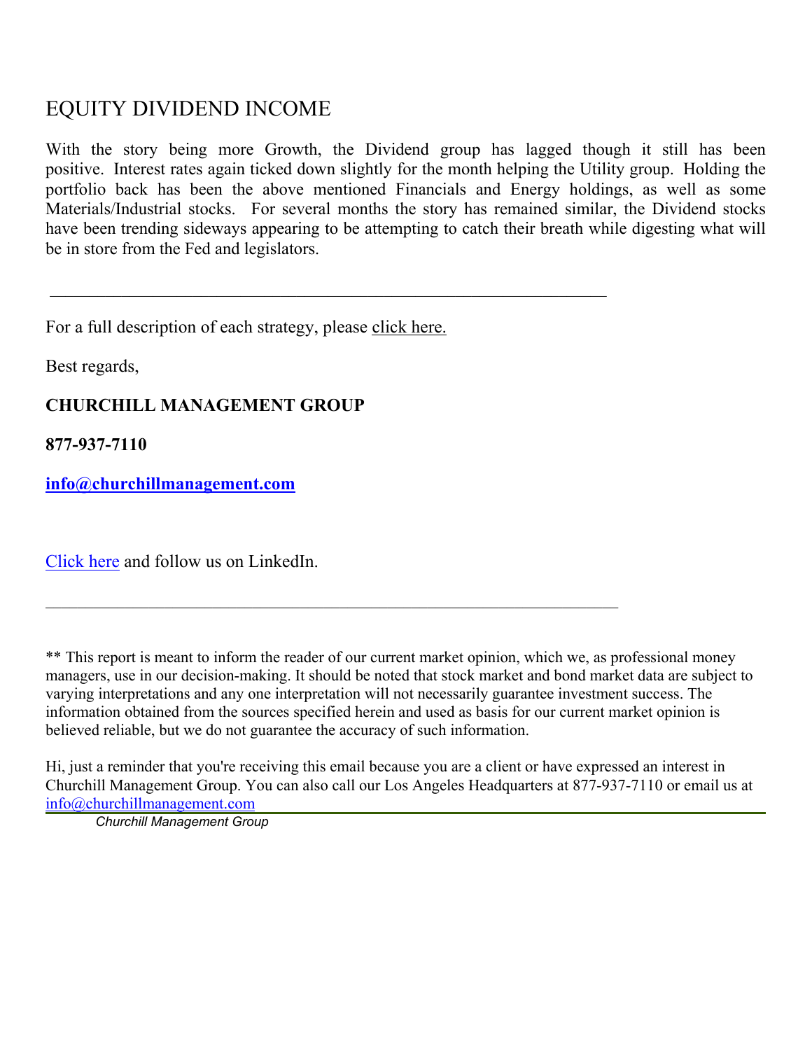## EQUITY DIVIDEND INCOME

With the story being more Growth, the Dividend group has lagged though it still has been positive. Interest rates again ticked down slightly for the month helping the Utility group. Holding the portfolio back has been the above mentioned Financials and Energy holdings, as well as some Materials/Industrial stocks. For several months the story has remained similar, the Dividend stocks have been trending sideways appearing to be attempting to catch their breath while digesting what will be in store from the Fed and legislators.

---

For a full description of each strategy, please click here.

Best regards,

**CHURCHILL MANAGEMENT GROUP**

**877-937-7110**

**info@churchillmanagement.com**

Click here and follow us on LinkedIn.

---

** This report is meant to inform the reader of our current market opinion, which we, as professional money managers, use in our decision-making. It should be noted that stock market and bond market data are subject to varying interpretations and any one interpretation will not necessarily guarantee investment success. The information obtained from the sources specified herein and used as basis for our current market opinion is believed reliable, but we do not guarantee the accuracy of such information.

Hi, just a reminder that you're receiving this email because you are a client or have expressed an interest in Churchill Management Group. You can also call our Los Angeles Headquarters at 877-937-7110 or email us at info@churchillmanagement.com